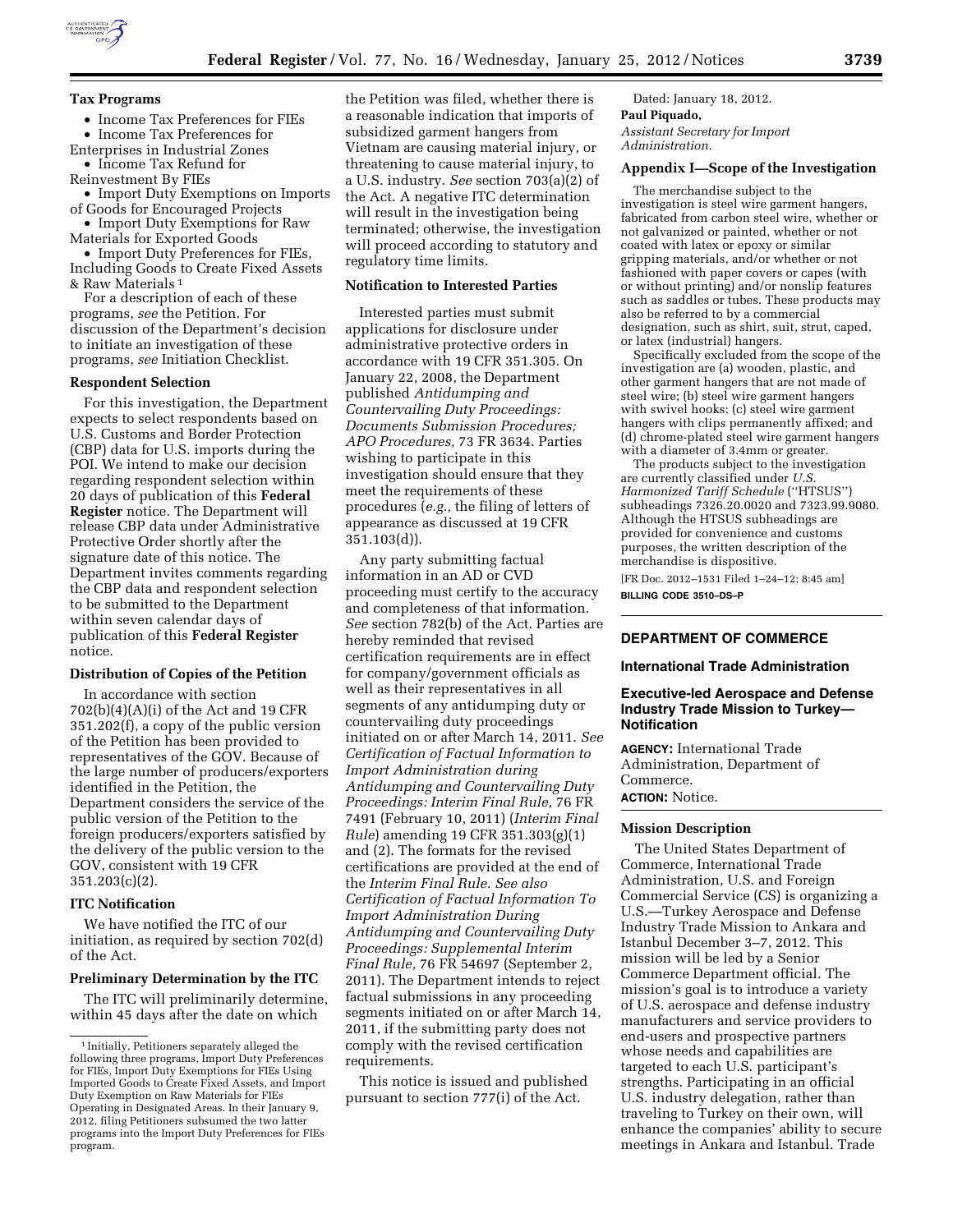### Tax Programs

- Income Tax Preferences for FIEs
- Income Tax Preferences for Enterprises in Industrial Zones
- Income Tax Refund for Reinvestment By FIEs
- Import Duty Exemptions on Imports of Goods for Encouraged Projects
- Import Duty Exemptions for Raw Materials for Exported Goods
- Import Duty Preferences for FIEs, Including Goods to Create Fixed Assets & Raw Materials [1]

For a description of each of these programs, *see* the Petition. For discussion of the Department's decision to initiate an investigation of these programs, *see* Initiation Checklist.

### Respondent Selection

For this investigation, the Department expects to select respondents based on U.S. Customs and Border Protection (CBP) data for U.S. imports during the POI. We intend to make our decision regarding respondent selection within 20 days of publication of this **Federal Register** notice. The Department will release CBP data under Administrative Protective Order shortly after the signature date of this notice. The Department invites comments regarding the CBP data and respondent selection to be submitted to the Department within seven calendar days of publication of this **Federal Register** notice.

### Distribution of Copies of the Petition

In accordance with section 702(b)(4)(A)(i) of the Act and 19 CFR 351.202(f), a copy of the public version of the Petition has been provided to representatives of the GOV. Because of the large number of producers/exporters identified in the Petition, the Department considers the service of the public version of the Petition to the foreign producers/exporters satisfied by the delivery of the public version to the GOV, consistent with 19 CFR 351.203(c)(2).

### ITC Notification

We have notified the ITC of our initiation, as required by section 702(d) of the Act.

### Preliminary Determination by the ITC

The ITC will preliminarily determine, within 45 days after the date on which the Petition was filed, whether there is a reasonable indication that imports of subsidized garment hangers from Vietnam are causing material injury, or threatening to cause material injury, to a U.S. industry. *See* section 703(a)(2) of the Act. A negative ITC determination will result in the investigation being terminated; otherwise, the investigation will proceed according to statutory and regulatory time limits.

### Notification to Interested Parties

Interested parties must submit applications for disclosure under administrative protective orders in accordance with 19 CFR 351.305. On January 22, 2008, the Department published *Antidumping and Countervailing Duty Proceedings: Documents Submission Procedures; APO Procedures,* 73 FR 3634. Parties wishing to participate in this investigation should ensure that they meet the requirements of these procedures (*e.g.,* the filing of letters of appearance as discussed at 19 CFR 351.103(d)).

Any party submitting factual information in an AD or CVD proceeding must certify to the accuracy and completeness of that information. *See* section 782(b) of the Act. Parties are hereby reminded that revised certification requirements are in effect for company/government officials as well as their representatives in all segments of any antidumping duty or countervailing duty proceedings initiated on or after March 14, 2011. *See Certification of Factual Information to Import Administration during Antidumping and Countervailing Duty Proceedings: Interim Final Rule,* 76 FR 7491 (February 10, 2011) (*Interim Final Rule*) amending 19 CFR 351.303(g)(1) and (2). The formats for the revised certifications are provided at the end of the *Interim Final Rule. See also Certification of Factual Information To Import Administration During Antidumping and Countervailing Duty Proceedings: Supplemental Interim Final Rule,* 76 FR 54697 (September 2, 2011). The Department intends to reject factual submissions in any proceeding segments initiated on or after March 14, 2011, if the submitting party does not comply with the revised certification requirements.

This notice is issued and published pursuant to section 777(i) of the Act.

Dated: January 18, 2012.

**Paul Piquado,**

*Assistant Secretary for Import Administration.*

### Appendix I—Scope of the Investigation

The merchandise subject to the investigation is steel wire garment hangers, fabricated from carbon steel wire, whether or not galvanized or painted, whether or not coated with latex or epoxy or similar gripping materials, and/or whether or not fashioned with paper covers or capes (with or without printing) and/or nonslip features such as saddles or tubes. These products may also be referred to by a commercial designation, such as shirt, suit, strut, caped, or latex (industrial) hangers.

Specifically excluded from the scope of the investigation are (a) wooden, plastic, and other garment hangers that are not made of steel wire; (b) steel wire garment hangers with swivel hooks; (c) steel wire garment hangers with clips permanently affixed; and (d) chrome-plated steel wire garment hangers with a diameter of 3.4mm or greater.

The products subject to the investigation are currently classified under *U.S. Harmonized Tariff Schedule* (''HTSUS'') subheadings 7326.20.0020 and 7323.99.9080. Although the HTSUS subheadings are provided for convenience and customs purposes, the written description of the merchandise is dispositive.

[FR Doc. 2012–1531 Filed 1–24–12; 8:45 am]

**BILLING CODE 3510–DS–P**

## DEPARTMENT OF COMMERCE

### International Trade Administration

### Executive-led Aerospace and Defense Industry Trade Mission to Turkey—Notification

**AGENCY:** International Trade Administration, Department of Commerce.

**ACTION:** Notice.

### Mission Description

The United States Department of Commerce, International Trade Administration, U.S. and Foreign Commercial Service (CS) is organizing a U.S.—Turkey Aerospace and Defense Industry Trade Mission to Ankara and Istanbul December 3–7, 2012. This mission will be led by a Senior Commerce Department official. The mission's goal is to introduce a variety of U.S. aerospace and defense industry manufacturers and service providers to end-users and prospective partners whose needs and capabilities are targeted to each U.S. participant's strengths. Participating in an official U.S. industry delegation, rather than traveling to Turkey on their own, will enhance the companies' ability to secure meetings in Ankara and Istanbul. Trade

[1] Initially, Petitioners separately alleged the following three programs, Import Duty Preferences for FIEs, Import Duty Exemptions for FIEs Using Imported Goods to Create Fixed Assets, and Import Duty Exemption on Raw Materials for FIEs Operating in Designated Areas. In their January 9, 2012, filing Petitioners subsumed the two latter programs into the Import Duty Preferences for FIEs program.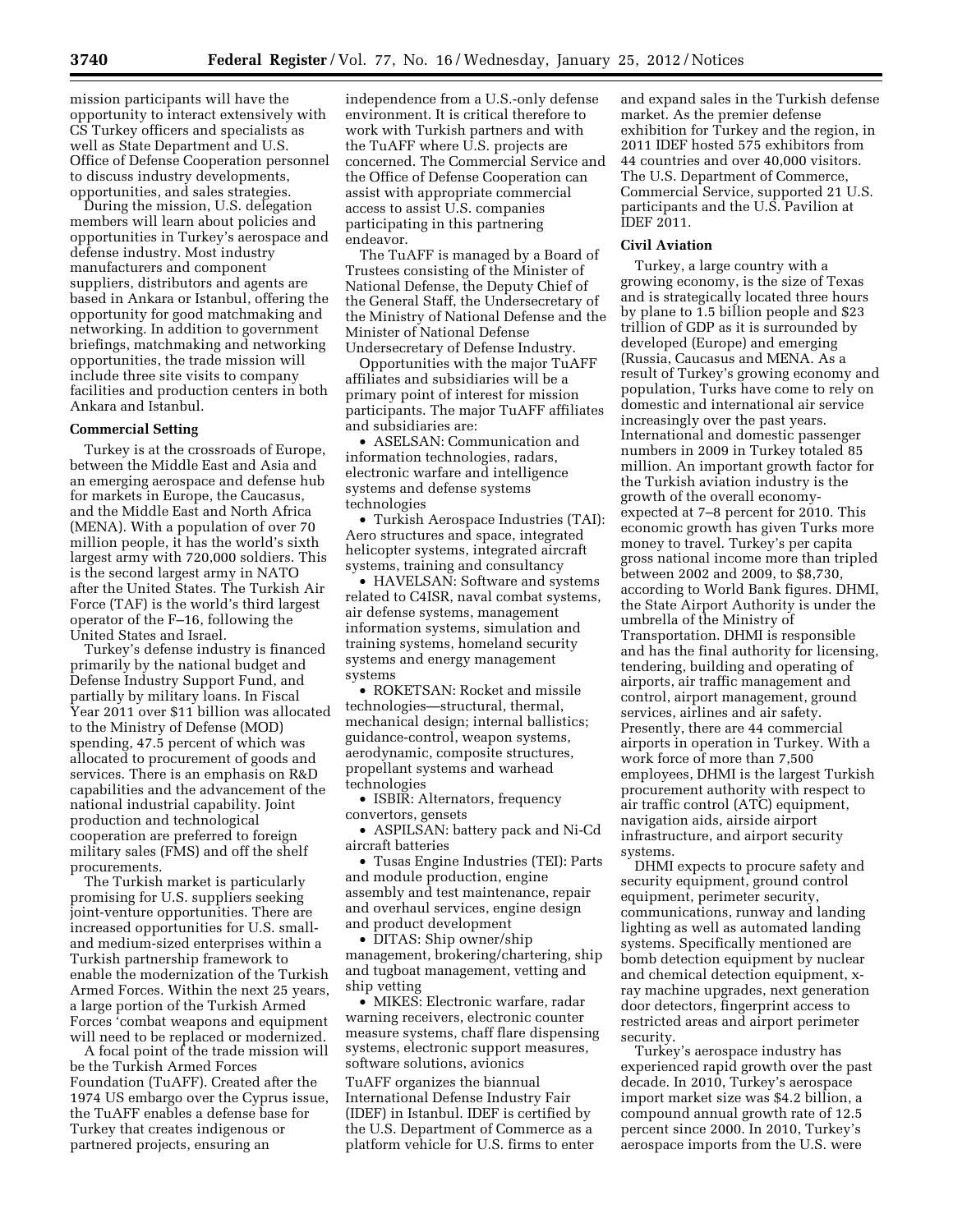mission participants will have the opportunity to interact extensively with CS Turkey officers and specialists as well as State Department and U.S. Office of Defense Cooperation personnel to discuss industry developments, opportunities, and sales strategies.

During the mission, U.S. delegation members will learn about policies and opportunities in Turkey's aerospace and defense industry. Most industry manufacturers and component suppliers, distributors and agents are based in Ankara or Istanbul, offering the opportunity for good matchmaking and networking. In addition to government briefings, matchmaking and networking opportunities, the trade mission will include three site visits to company facilities and production centers in both Ankara and Istanbul.

**Commercial Setting**

Turkey is at the crossroads of Europe, between the Middle East and Asia and an emerging aerospace and defense hub for markets in Europe, the Caucasus, and the Middle East and North Africa (MENA). With a population of over 70 million people, it has the world's sixth largest army with 720,000 soldiers. This is the second largest army in NATO after the United States. The Turkish Air Force (TAF) is the world's third largest operator of the F–16, following the United States and Israel.

Turkey's defense industry is financed primarily by the national budget and Defense Industry Support Fund, and partially by military loans. In Fiscal Year 2011 over $11 billion was allocated to the Ministry of Defense (MOD) spending, 47.5 percent of which was allocated to procurement of goods and services. There is an emphasis on R&D capabilities and the advancement of the national industrial capability. Joint production and technological cooperation are preferred to foreign military sales (FMS) and off the shelf procurements.

The Turkish market is particularly promising for U.S. suppliers seeking joint-venture opportunities. There are increased opportunities for U.S. small- and medium-sized enterprises within a Turkish partnership framework to enable the modernization of the Turkish Armed Forces. Within the next 25 years, a large portion of the Turkish Armed Forces 'combat weapons and equipment will need to be replaced or modernized.

A focal point of the trade mission will be the Turkish Armed Forces Foundation (TuAFF). Created after the 1974 US embargo over the Cyprus issue, the TuAFF enables a defense base for Turkey that creates indigenous or partnered projects, ensuring an independence from a U.S.-only defense environment. It is critical therefore to work with Turkish partners and with the TuAFF where U.S. projects are concerned. The Commercial Service and the Office of Defense Cooperation can assist with appropriate commercial access to assist U.S. companies participating in this partnering endeavor.

The TuAFF is managed by a Board of Trustees consisting of the Minister of National Defense, the Deputy Chief of the General Staff, the Undersecretary of the Ministry of National Defense and the Minister of National Defense Undersecretary of Defense Industry.

Opportunities with the major TuAFF affiliates and subsidiaries will be a primary point of interest for mission participants. The major TuAFF affiliates and subsidiaries are:

- ASELSAN: Communication and information technologies, radars, electronic warfare and intelligence systems and defense systems technologies
- Turkish Aerospace Industries (TAI): Aero structures and space, integrated helicopter systems, integrated aircraft systems, training and consultancy
- HAVELSAN: Software and systems related to C4ISR, naval combat systems, air defense systems, management information systems, simulation and training systems, homeland security systems and energy management systems
- ROKETSAN: Rocket and missile technologies—structural, thermal, mechanical design; internal ballistics; guidance-control, weapon systems, aerodynamic, composite structures, propellant systems and warhead technologies
- ISBIR: Alternators, frequency convertors, gensets
- ASPILSAN: battery pack and Ni-Cd aircraft batteries
- Tusas Engine Industries (TEI): Parts and module production, engine assembly and test maintenance, repair and overhaul services, engine design and product development
- DITAS: Ship owner/ship management, brokering/chartering, ship and tugboat management, vetting and ship vetting
- MIKES: Electronic warfare, radar warning receivers, electronic counter measure systems, chaff flare dispensing systems, electronic support measures, software solutions, avionics

TuAFF organizes the biannual International Defense Industry Fair (IDEF) in Istanbul. IDEF is certified by the U.S. Department of Commerce as a platform vehicle for U.S. firms to enter and expand sales in the Turkish defense market. As the premier defense exhibition for Turkey and the region, in 2011 IDEF hosted 575 exhibitors from 44 countries and over 40,000 visitors. The U.S. Department of Commerce, Commercial Service, supported 21 U.S. participants and the U.S. Pavilion at IDEF 2011.

**Civil Aviation**

Turkey, a large country with a growing economy, is the size of Texas and is strategically located three hours by plane to 1.5 billion people and $23 trillion of GDP as it is surrounded by developed (Europe) and emerging (Russia, Caucasus and MENA. As a result of Turkey's growing economy and population, Turks have come to rely on domestic and international air service increasingly over the past years. International and domestic passenger numbers in 2009 in Turkey totaled 85 million. An important growth factor for the Turkish aviation industry is the growth of the overall economy-expected at 7–8 percent for 2010. This economic growth has given Turks more money to travel. Turkey's per capita gross national income more than tripled between 2002 and 2009, to $8,730, according to World Bank figures. DHMI, the State Airport Authority is under the umbrella of the Ministry of Transportation. DHMI is responsible and has the final authority for licensing, tendering, building and operating of airports, air traffic management and control, airport management, ground services, airlines and air safety. Presently, there are 44 commercial airports in operation in Turkey. With a work force of more than 7,500 employees, DHMI is the largest Turkish procurement authority with respect to air traffic control (ATC) equipment, navigation aids, airside airport infrastructure, and airport security systems.

DHMI expects to procure safety and security equipment, ground control equipment, perimeter security, communications, runway and landing lighting as well as automated landing systems. Specifically mentioned are bomb detection equipment by nuclear and chemical detection equipment, x-ray machine upgrades, next generation door detectors, fingerprint access to restricted areas and airport perimeter security.

Turkey's aerospace industry has experienced rapid growth over the past decade. In 2010, Turkey's aerospace import market size was $4.2 billion, a compound annual growth rate of 12.5 percent since 2000. In 2010, Turkey's aerospace imports from the U.S. were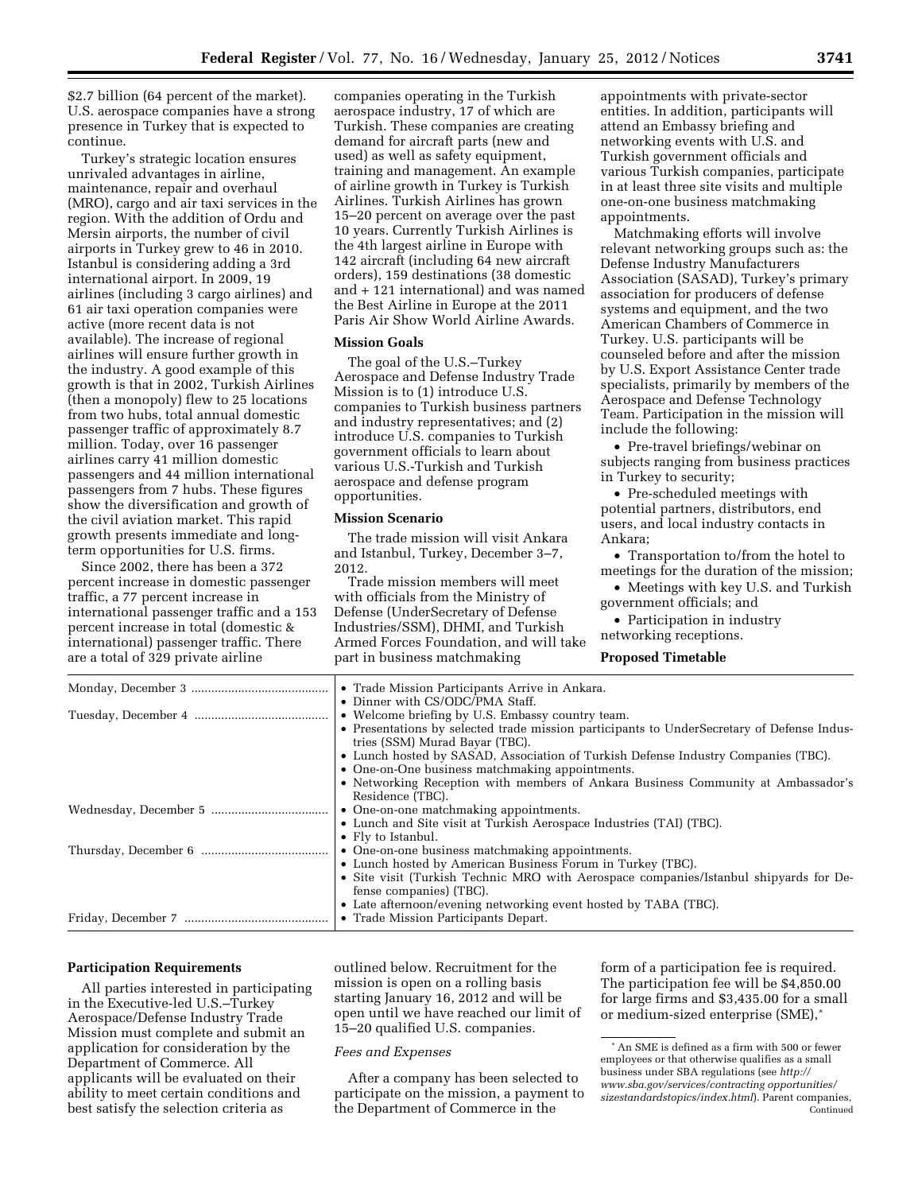$2.7 billion (64 percent of the market). U.S. aerospace companies have a strong presence in Turkey that is expected to continue.

Turkey's strategic location ensures unrivaled advantages in airline, maintenance, repair and overhaul (MRO), cargo and air taxi services in the region. With the addition of Ordu and Mersin airports, the number of civil airports in Turkey grew to 46 in 2010. Istanbul is considering adding a 3rd international airport. In 2009, 19 airlines (including 3 cargo airlines) and 61 air taxi operation companies were active (more recent data is not available). The increase of regional airlines will ensure further growth in the industry. A good example of this growth is that in 2002, Turkish Airlines (then a monopoly) flew to 25 locations from two hubs, total annual domestic passenger traffic of approximately 8.7 million. Today, over 16 passenger airlines carry 41 million domestic passengers and 44 million international passengers from 7 hubs. These figures show the diversification and growth of the civil aviation market. This rapid growth presents immediate and long-term opportunities for U.S. firms.

Since 2002, there has been a 372 percent increase in domestic passenger traffic, a 77 percent increase in international passenger traffic and a 153 percent increase in total (domestic & international) passenger traffic. There are a total of 329 private airline companies operating in the Turkish aerospace industry, 17 of which are Turkish. These companies are creating demand for aircraft parts (new and used) as well as safety equipment, training and management. An example of airline growth in Turkey is Turkish Airlines. Turkish Airlines has grown 15–20 percent on average over the past 10 years. Currently Turkish Airlines is the 4th largest airline in Europe with 142 aircraft (including 64 new aircraft orders), 159 destinations (38 domestic and + 121 international) and was named the Best Airline in Europe at the 2011 Paris Air Show World Airline Awards.

## Mission Goals

The goal of the U.S.–Turkey Aerospace and Defense Industry Trade Mission is to (1) introduce U.S. companies to Turkish business partners and industry representatives; and (2) introduce U.S. companies to Turkish government officials to learn about various U.S.-Turkish and Turkish aerospace and defense program opportunities.

## Mission Scenario

The trade mission will visit Ankara and Istanbul, Turkey, December 3–7, 2012.

Trade mission members will meet with officials from the Ministry of Defense (UnderSecretary of Defense Industries/SSM), DHMI, and Turkish Armed Forces Foundation, and will take part in business matchmaking appointments with private-sector entities. In addition, participants will attend an Embassy briefing and networking events with U.S. and Turkish government officials and various Turkish companies, participate in at least three site visits and multiple one-on-one business matchmaking appointments.

Matchmaking efforts will involve relevant networking groups such as: the Defense Industry Manufacturers Association (SASAD), Turkey's primary association for producers of defense systems and equipment, and the two American Chambers of Commerce in Turkey. U.S. participants will be counseled before and after the mission by U.S. Export Assistance Center trade specialists, primarily by members of the Aerospace and Defense Technology Team. Participation in the mission will include the following:

- Pre-travel briefings/webinar on subjects ranging from business practices in Turkey to security;
- Pre-scheduled meetings with potential partners, distributors, end users, and local industry contacts in Ankara;
- Transportation to/from the hotel to meetings for the duration of the mission;
- Meetings with key U.S. and Turkish government officials; and
- Participation in industry networking receptions.

## Proposed Timetable

| | |
|---|---|
| Monday, December 3 | • Trade Mission Participants Arrive in Ankara.<br>• Dinner with CS/ODC/PMA Staff. |
| Tuesday, December 4 | • Welcome briefing by U.S. Embassy country team.<br>• Presentations by selected trade mission participants to UnderSecretary of Defense Industries (SSM) Murad Bayar (TBC).<br>• Lunch hosted by SASAD, Association of Turkish Defense Industry Companies (TBC).<br>• One-on-One business matchmaking appointments.<br>• Networking Reception with members of Ankara Business Community at Ambassador's Residence (TBC). |
| Wednesday, December 5 | • One-on-one matchmaking appointments.<br>• Lunch and Site visit at Turkish Aerospace Industries (TAI) (TBC).<br>• Fly to Istanbul. |
| Thursday, December 6 | • One-on-one business matchmaking appointments.<br>• Lunch hosted by American Business Forum in Turkey (TBC).<br>• Site visit (Turkish Technic MRO with Aerospace companies/Istanbul shipyards for Defense companies) (TBC).<br>• Late afternoon/evening networking event hosted by TABA (TBC). |
| Friday, December 7 | • Trade Mission Participants Depart. |

## Participation Requirements

All parties interested in participating in the Executive-led U.S.–Turkey Aerospace/Defense Industry Trade Mission must complete and submit an application for consideration by the Department of Commerce. All applicants will be evaluated on their ability to meet certain conditions and best satisfy the selection criteria as outlined below. Recruitment for the mission is open on a rolling basis starting January 16, 2012 and will be open until we have reached our limit of 15–20 qualified U.S. companies.

### *Fees and Expenses*

After a company has been selected to participate on the mission, a payment to the Department of Commerce in the form of a participation fee is required. The participation fee will be $4,850.00 for large firms and $3,435.00 for a small or medium-sized enterprise (SME),*

* An SME is defined as a firm with 500 or fewer employees or that otherwise qualifies as a small business under SBA regulations (see *http://www.sba.gov/services/contracting opportunities/sizestandardstopics/index.html*). Parent companies, Continued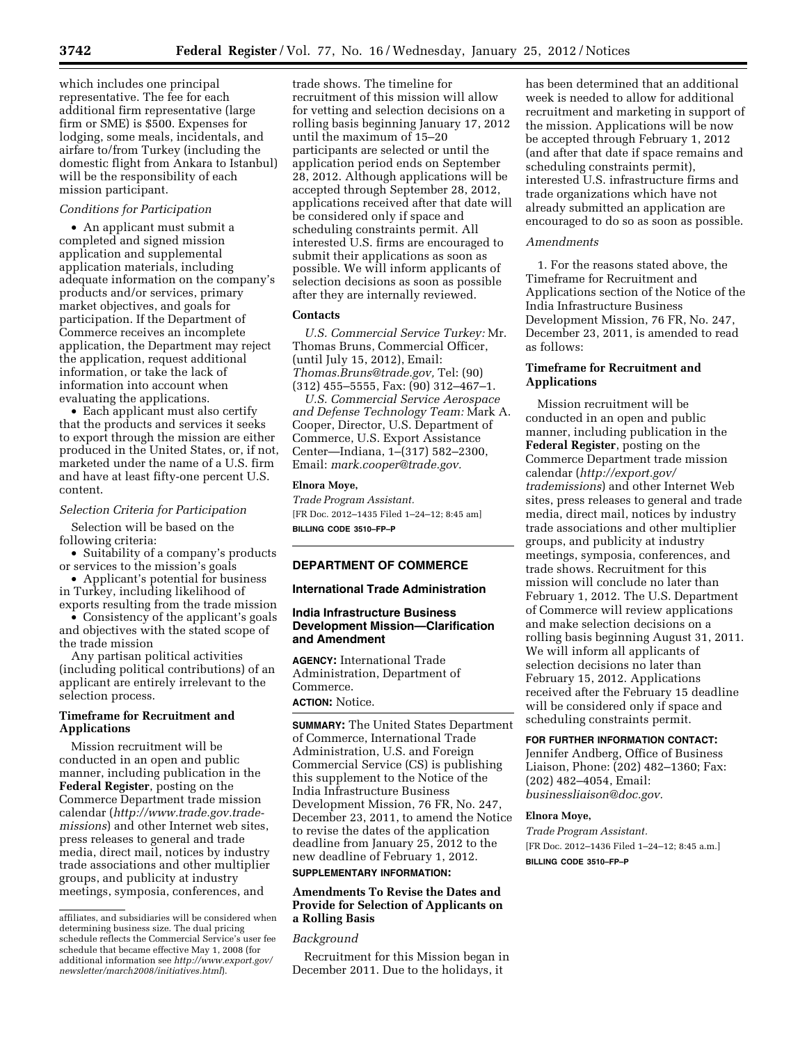which includes one principal representative. The fee for each additional firm representative (large firm or SME) is $500. Expenses for lodging, some meals, incidentals, and airfare to/from Turkey (including the domestic flight from Ankara to Istanbul) will be the responsibility of each mission participant.

*Conditions for Participation*

- An applicant must submit a completed and signed mission application and supplemental application materials, including adequate information on the company's products and/or services, primary market objectives, and goals for participation. If the Department of Commerce receives an incomplete application, the Department may reject the application, request additional information, or take the lack of information into account when evaluating the applications.
- Each applicant must also certify that the products and services it seeks to export through the mission are either produced in the United States, or, if not, marketed under the name of a U.S. firm and have at least fifty-one percent U.S. content.

*Selection Criteria for Participation*

Selection will be based on the following criteria:

- Suitability of a company's products or services to the mission's goals
- Applicant's potential for business in Turkey, including likelihood of exports resulting from the trade mission
- Consistency of the applicant's goals and objectives with the stated scope of the trade mission

Any partisan political activities (including political contributions) of an applicant are entirely irrelevant to the selection process.

**Timeframe for Recruitment and Applications**

Mission recruitment will be conducted in an open and public manner, including publication in the **Federal Register**, posting on the Commerce Department trade mission calendar (*http://www.trade.gov.trade-missions*) and other Internet web sites, press releases to general and trade media, direct mail, notices by industry trade associations and other multiplier groups, and publicity at industry meetings, symposia, conferences, and trade shows. The timeline for recruitment of this mission will allow for vetting and selection decisions on a rolling basis beginning January 17, 2012 until the maximum of 15–20 participants are selected or until the application period ends on September 28, 2012. Although applications will be accepted through September 28, 2012, applications received after that date will be considered only if space and scheduling constraints permit. All interested U.S. firms are encouraged to submit their applications as soon as possible. We will inform applicants of selection decisions as soon as possible after they are internally reviewed.

**Contacts**

*U.S. Commercial Service Turkey:* Mr. Thomas Bruns, Commercial Officer, (until July 15, 2012), Email: *Thomas.Bruns@trade.gov,* Tel: (90) (312) 455–5555, Fax: (90) 312–467–1.

*U.S. Commercial Service Aerospace and Defense Technology Team:* Mark A. Cooper, Director, U.S. Department of Commerce, U.S. Export Assistance Center—Indiana, 1–(317) 582–2300, Email: *mark.cooper@trade.gov.*

**Elnora Moye,**

*Trade Program Assistant.*

[FR Doc. 2012–1435 Filed 1–24–12; 8:45 am]

**BILLING CODE 3510–FP–P**

affiliates, and subsidiaries will be considered when determining business size. The dual pricing schedule reflects the Commercial Service's user fee schedule that became effective May 1, 2008 (for additional information see *http://www.export.gov/newsletter/march2008/initiatives.html*).

---

## DEPARTMENT OF COMMERCE

### International Trade Administration

### India Infrastructure Business Development Mission—Clarification and Amendment

**AGENCY:** International Trade Administration, Department of Commerce.

**ACTION:** Notice.

**SUMMARY:** The United States Department of Commerce, International Trade Administration, U.S. and Foreign Commercial Service (CS) is publishing this supplement to the Notice of the India Infrastructure Business Development Mission, 76 FR, No. 247, December 23, 2011, to amend the Notice to revise the dates of the application deadline from January 25, 2012 to the new deadline of February 1, 2012.

**SUPPLEMENTARY INFORMATION:**

**Amendments To Revise the Dates and Provide for Selection of Applicants on a Rolling Basis**

*Background*

Recruitment for this Mission began in December 2011. Due to the holidays, it has been determined that an additional week is needed to allow for additional recruitment and marketing in support of the mission. Applications will be now be accepted through February 1, 2012 (and after that date if space remains and scheduling constraints permit), interested U.S. infrastructure firms and trade organizations which have not already submitted an application are encouraged to do so as soon as possible.

*Amendments*

1. For the reasons stated above, the Timeframe for Recruitment and Applications section of the Notice of the India Infrastructure Business Development Mission, 76 FR, No. 247, December 23, 2011, is amended to read as follows:

**Timeframe for Recruitment and Applications**

Mission recruitment will be conducted in an open and public manner, including publication in the **Federal Register**, posting on the Commerce Department trade mission calendar (*http://export.gov/trademissions*) and other Internet Web sites, press releases to general and trade media, direct mail, notices by industry trade associations and other multiplier groups, and publicity at industry meetings, symposia, conferences, and trade shows. Recruitment for this mission will conclude no later than February 1, 2012. The U.S. Department of Commerce will review applications and make selection decisions on a rolling basis beginning August 31, 2011. We will inform all applicants of selection decisions no later than February 15, 2012. Applications received after the February 15 deadline will be considered only if space and scheduling constraints permit.

**FOR FURTHER INFORMATION CONTACT:** Jennifer Andberg, Office of Business Liaison, Phone: (202) 482–1360; Fax: (202) 482–4054, Email: *businessliaison@doc.gov.*

**Elnora Moye,**

*Trade Program Assistant.*

[FR Doc. 2012–1436 Filed 1–24–12; 8:45 a.m.]

**BILLING CODE 3510–FP–P**